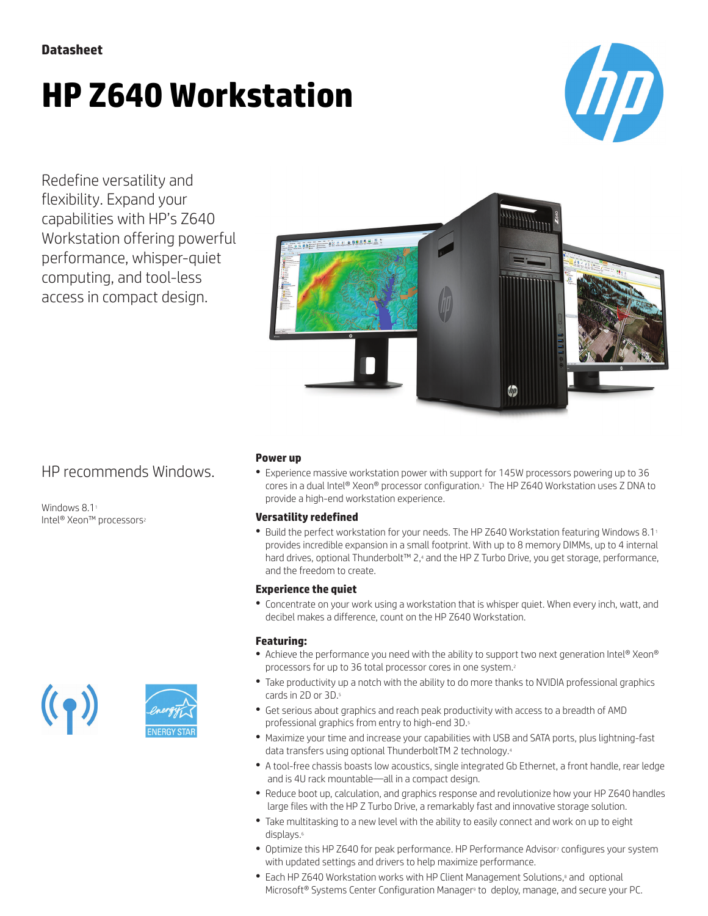**Datasheet**

# HP Z640 Workstation

Redefine versatility and flexibility. Expand your capabilities with HP's Z640 Workstation offering powerful performance, whisper-quiet computing, and tool-less access in compact design.

HP recommends Windows.

Windows 8.1[1]
Intel® Xeon™ processors[2]

### Power up

- Experience massive workstation power with support for 145W processors powering up to 36 cores in a dual Intel® Xeon® processor configuration.[3] The HP Z640 Workstation uses Z DNA to provide a high-end workstation experience.

### Versatility redefined

- Build the perfect workstation for your needs. The HP Z640 Workstation featuring Windows 8.1[1] provides incredible expansion in a small footprint. With up to 8 memory DIMMs, up to 4 internal hard drives, optional Thunderbolt™ 2,[4] and the HP Z Turbo Drive, you get storage, performance, and the freedom to create.

### Experience the quiet

- Concentrate on your work using a workstation that is whisper quiet. When every inch, watt, and decibel makes a difference, count on the HP Z640 Workstation.

### Featuring:

- Achieve the performance you need with the ability to support two next generation Intel® Xeon® processors for up to 36 total processor cores in one system.[2]
- Take productivity up a notch with the ability to do more thanks to NVIDIA professional graphics cards in 2D or 3D.[5]
- Get serious about graphics and reach peak productivity with access to a breadth of AMD professional graphics from entry to high-end 3D.[5]
- Maximize your time and increase your capabilities with USB and SATA ports, plus lightning-fast data transfers using optional ThunderboltTM 2 technology.[4]
- A tool-free chassis boasts low acoustics, single integrated Gb Ethernet, a front handle, rear ledge and is 4U rack mountable—all in a compact design.
- Reduce boot up, calculation, and graphics response and revolutionize how your HP Z640 handles large files with the HP Z Turbo Drive, a remarkably fast and innovative storage solution.
- Take multitasking to a new level with the ability to easily connect and work on up to eight displays.[6]
- Optimize this HP Z640 for peak performance. HP Performance Advisor[7] configures your system with updated settings and drivers to help maximize performance.
- Each HP Z640 Workstation works with HP Client Management Solutions,[8] and optional Microsoft® Systems Center Configuration Manager[9] to deploy, manage, and secure your PC.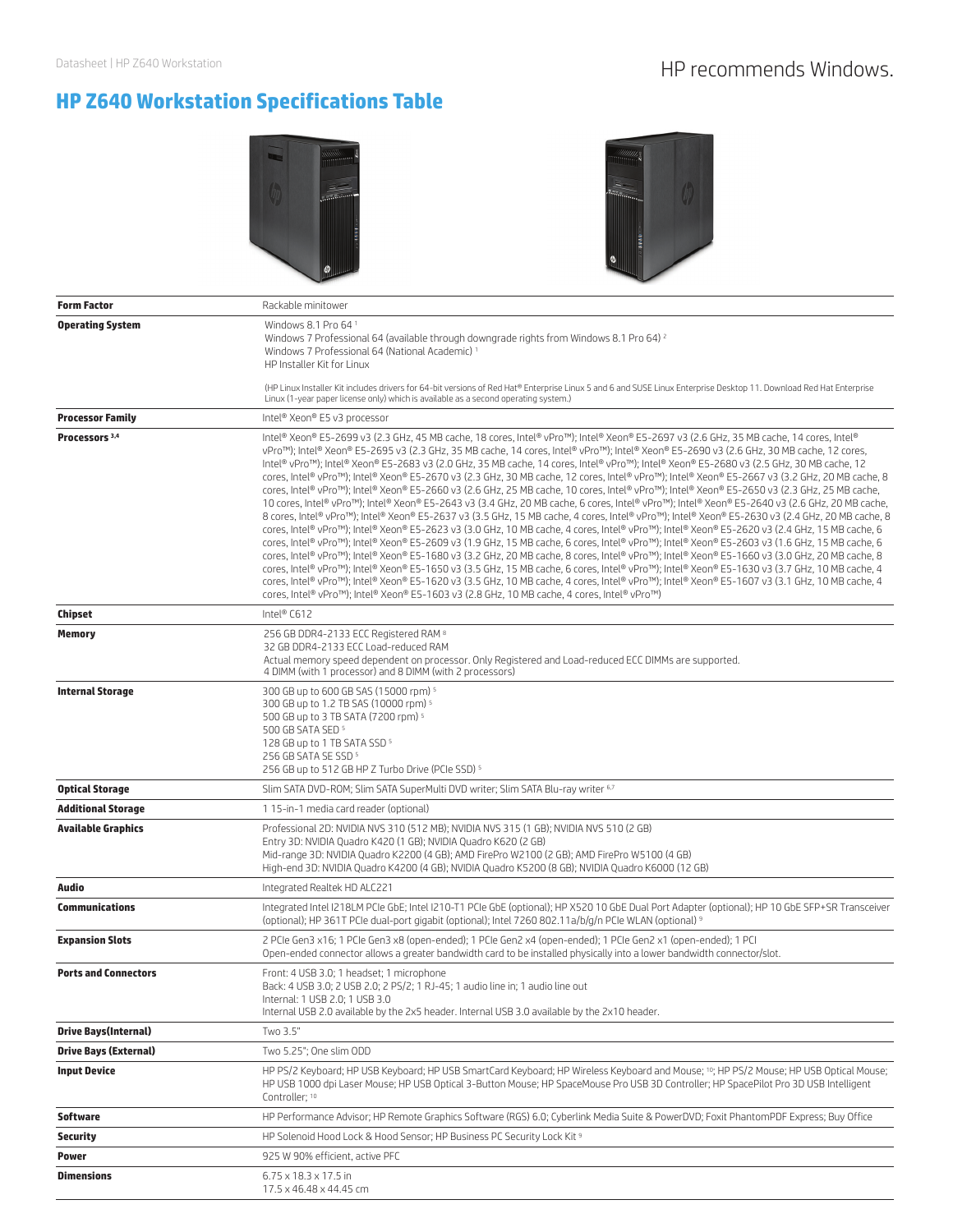# HP Z640 Workstation Specifications Table

| | |
|---|---|
| **Form Factor** | Rackable minitower |
| **Operating System** | Windows 8.1 Pro 64 [1]<br>Windows 7 Professional 64 (available through downgrade rights from Windows 8.1 Pro 64) [2]<br>Windows 7 Professional 64 (National Academic) [1]<br>HP Installer Kit for Linux<br><br>(HP Linux Installer Kit includes drivers for 64-bit versions of Red Hat® Enterprise Linux 5 and 6 and SUSE Linux Enterprise Desktop 11. Download Red Hat Enterprise Linux (1-year paper license only) which is available as a second operating system.) |
| **Processor Family** | Intel® Xeon® E5 v3 processor |
| **Processors** [3,4] | Intel® Xeon® E5-2699 v3 (2.3 GHz, 45 MB cache, 18 cores, Intel® vPro™); Intel® Xeon® E5-2697 v3 (2.6 GHz, 35 MB cache, 14 cores, Intel® vPro™); Intel® Xeon® E5-2695 v3 (2.3 GHz, 35 MB cache, 14 cores, Intel® vPro™); Intel® Xeon® E5-2690 v3 (2.6 GHz, 30 MB cache, 12 cores, Intel® vPro™); Intel® Xeon® E5-2683 v3 (2.0 GHz, 35 MB cache, 14 cores, Intel® vPro™); Intel® Xeon® E5-2680 v3 (2.5 GHz, 30 MB cache, 12 cores, Intel® vPro™); Intel® Xeon® E5-2670 v3 (2.3 GHz, 30 MB cache, 12 cores, Intel® vPro™); Intel® Xeon® E5-2667 v3 (3.2 GHz, 20 MB cache, 8 cores, Intel® vPro™); Intel® Xeon® E5-2660 v3 (2.6 GHz, 25 MB cache, 10 cores, Intel® vPro™); Intel® Xeon® E5-2650 v3 (2.3 GHz, 25 MB cache, 10 cores, Intel® vPro™); Intel® Xeon® E5-2643 v3 (3.4 GHz, 20 MB cache, 6 cores, Intel® vPro™); Intel® Xeon® E5-2640 v3 (2.6 GHz, 20 MB cache, 8 cores, Intel® vPro™); Intel® Xeon® E5-2637 v3 (3.5 GHz, 15 MB cache, 4 cores, Intel® vPro™); Intel® Xeon® E5-2630 v3 (2.4 GHz, 20 MB cache, 8 cores, Intel® vPro™); Intel® Xeon® E5-2623 v3 (3.0 GHz, 10 MB cache, 4 cores, Intel® vPro™); Intel® Xeon® E5-2620 v3 (2.4 GHz, 15 MB cache, 6 cores, Intel® vPro™); Intel® Xeon® E5-2609 v3 (1.9 GHz, 15 MB cache, 6 cores, Intel® vPro™); Intel® Xeon® E5-2603 v3 (1.6 GHz, 15 MB cache, 6 cores, Intel® vPro™); Intel® Xeon® E5-1680 v3 (3.2 GHz, 20 MB cache, 8 cores, Intel® vPro™); Intel® Xeon® E5-1660 v3 (3.0 GHz, 20 MB cache, 8 cores, Intel® vPro™); Intel® Xeon® E5-1650 v3 (3.5 GHz, 15 MB cache, 6 cores, Intel® vPro™); Intel® Xeon® E5-1630 v3 (3.7 GHz, 10 MB cache, 4 cores, Intel® vPro™); Intel® Xeon® E5-1620 v3 (3.5 GHz, 10 MB cache, 4 cores, Intel® vPro™); Intel® Xeon® E5-1607 v3 (3.1 GHz, 10 MB cache, 4 cores, Intel® vPro™); Intel® Xeon® E5-1603 v3 (2.8 GHz, 10 MB cache, 4 cores, Intel® vPro™) |
| **Chipset** | Intel® C612 |
| **Memory** | 256 GB DDR4-2133 ECC Registered RAM [8]<br>32 GB DDR4-2133 ECC Load-reduced RAM<br>Actual memory speed dependent on processor. Only Registered and Load-reduced ECC DIMMs are supported.<br>4 DIMM (with 1 processor) and 8 DIMM (with 2 processors) |
| **Internal Storage** | 300 GB up to 600 GB SAS (15000 rpm) [5]<br>300 GB up to 1.2 TB SAS (10000 rpm) [5]<br>500 GB up to 3 TB SATA (7200 rpm) [5]<br>500 GB SATA SED [5]<br>128 GB up to 1 TB SATA SSD [5]<br>256 GB SATA SE SSD [5]<br>256 GB up to 512 GB HP Z Turbo Drive (PCIe SSD) [5] |
| **Optical Storage** | Slim SATA DVD-ROM; Slim SATA SuperMulti DVD writer; Slim SATA Blu-ray writer [6,7] |
| **Additional Storage** | 1 15-in-1 media card reader (optional) |
| **Available Graphics** | Professional 2D: NVIDIA NVS 310 (512 MB); NVIDIA NVS 315 (1 GB); NVIDIA NVS 510 (2 GB)<br>Entry 3D: NVIDIA Quadro K420 (1 GB); NVIDIA Quadro K620 (2 GB)<br>Mid-range 3D: NVIDIA Quadro K2200 (4 GB); AMD FirePro W2100 (2 GB); AMD FirePro W5100 (4 GB)<br>High-end 3D: NVIDIA Quadro K4200 (4 GB); NVIDIA Quadro K5200 (8 GB); NVIDIA Quadro K6000 (12 GB) |
| **Audio** | Integrated Realtek HD ALC221 |
| **Communications** | Integrated Intel I218LM PCIe GbE; Intel I210-T1 PCIe GbE (optional); HP X520 10 GbE Dual Port Adapter (optional); HP 10 GbE SFP+SR Transceiver (optional); HP 361T PCIe dual-port gigabit (optional); Intel 7260 802.11a/b/g/n PCIe WLAN (optional) [9] |
| **Expansion Slots** | 2 PCIe Gen3 x16; 1 PCIe Gen3 x8 (open-ended); 1 PCIe Gen2 x4 (open-ended); 1 PCIe Gen2 x1 (open-ended); 1 PCI<br>Open-ended connector allows a greater bandwidth card to be installed physically into a lower bandwidth connector/slot. |
| **Ports and Connectors** | Front: 4 USB 3.0; 1 headset; 1 microphone<br>Back: 4 USB 3.0; 2 USB 2.0; 2 PS/2; 1 RJ-45; 1 audio line in; 1 audio line out<br>Internal: 1 USB 2.0; 1 USB 3.0<br>Internal USB 2.0 available by the 2x5 header. Internal USB 3.0 available by the 2x10 header. |
| **Drive Bays(Internal)** | Two 3.5" |
| **Drive Bays (External)** | Two 5.25"; One slim ODD |
| **Input Device** | HP PS/2 Keyboard; HP USB Keyboard; HP USB SmartCard Keyboard; HP Wireless Keyboard and Mouse; [10]; HP PS/2 Mouse; HP USB Optical Mouse; HP USB 1000 dpi Laser Mouse; HP USB Optical 3-Button Mouse; HP SpaceMouse Pro USB 3D Controller; HP SpacePilot Pro 3D USB Intelligent Controller; [10] |
| **Software** | HP Performance Advisor; HP Remote Graphics Software (RGS) 6.0; Cyberlink Media Suite & PowerDVD; Foxit PhantomPDF Express; Buy Office |
| **Security** | HP Solenoid Hood Lock & Hood Sensor; HP Business PC Security Lock Kit [9] |
| **Power** | 925 W 90% efficient, active PFC |
| **Dimensions** | 6.75 x 18.3 x 17.5 in<br>17.5 x 46.48 x 44.45 cm |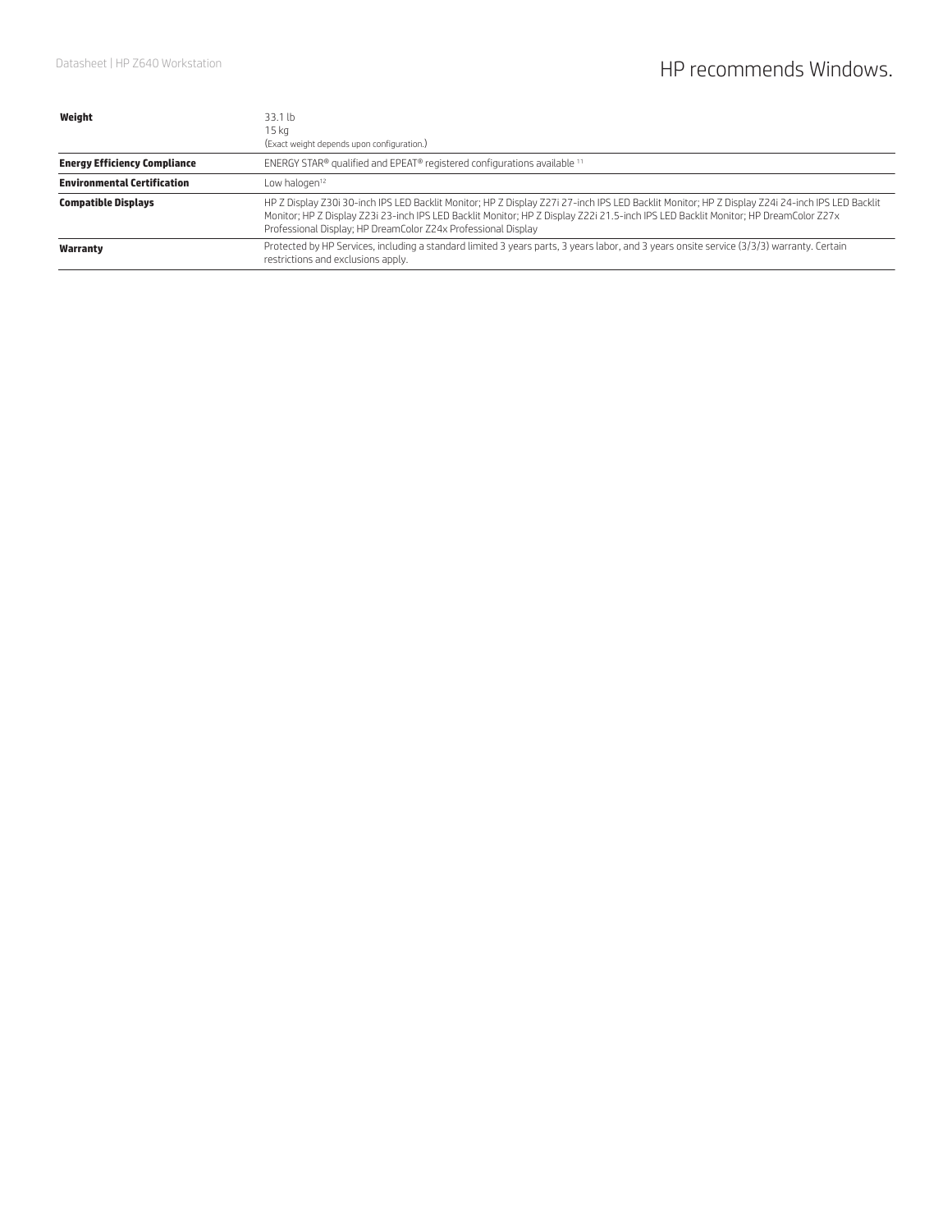| | |
|---|---|
| **Weight** | 33.1 lb<br>15 kg<br>(Exact weight depends upon configuration.) |
| **Energy Efficiency Compliance** | ENERGY STAR® qualified and EPEAT® registered configurations available [11] |
| **Environmental Certification** | Low halogen[12] |
| **Compatible Displays** | HP Z Display Z30i 30-inch IPS LED Backlit Monitor; HP Z Display Z27i 27-inch IPS LED Backlit Monitor; HP Z Display Z24i 24-inch IPS LED Backlit Monitor; HP Z Display Z23i 23-inch IPS LED Backlit Monitor; HP Z Display Z22i 21.5-inch IPS LED Backlit Monitor; HP DreamColor Z27x Professional Display; HP DreamColor Z24x Professional Display |
| **Warranty** | Protected by HP Services, including a standard limited 3 years parts, 3 years labor, and 3 years onsite service (3/3/3) warranty. Certain restrictions and exclusions apply. |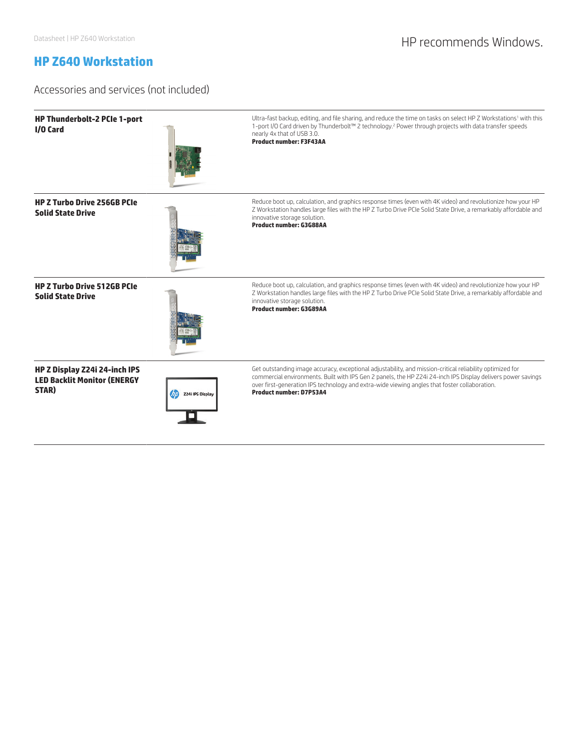HP recommends Windows.

# HP Z640 Workstation

## Accessories and services (not included)

| | |
|---|---|
| **HP Thunderbolt-2 PCIe 1-port I/O Card** | Ultra-fast backup, editing, and file sharing, and reduce the time on tasks on select HP Z Workstations[1] with this 1-port I/O Card driven by Thunderbolt™ 2 technology.[2] Power through projects with data transfer speeds nearly 4x that of USB 3.0. **Product number: F3F43AA** |
| **HP Z Turbo Drive 256GB PCIe Solid State Drive** | Reduce boot up, calculation, and graphics response times (even with 4K video) and revolutionize how your HP Z Workstation handles large files with the HP Z Turbo Drive PCIe Solid State Drive, a remarkably affordable and innovative storage solution. **Product number: G3G88AA** |
| **HP Z Turbo Drive 512GB PCIe Solid State Drive** | Reduce boot up, calculation, and graphics response times (even with 4K video) and revolutionize how your HP Z Workstation handles large files with the HP Z Turbo Drive PCIe Solid State Drive, a remarkably affordable and innovative storage solution. **Product number: G3G89AA** |
| **HP Z Display Z24i 24-inch IPS LED Backlit Monitor (ENERGY STAR)** | Get outstanding image accuracy, exceptional adjustability, and mission-critical reliability optimized for commercial environments. Built with IPS Gen 2 panels, the HP Z24i 24-inch IPS Display delivers power savings over first-generation IPS technology and extra-wide viewing angles that foster collaboration. **Product number: D7P53A4** |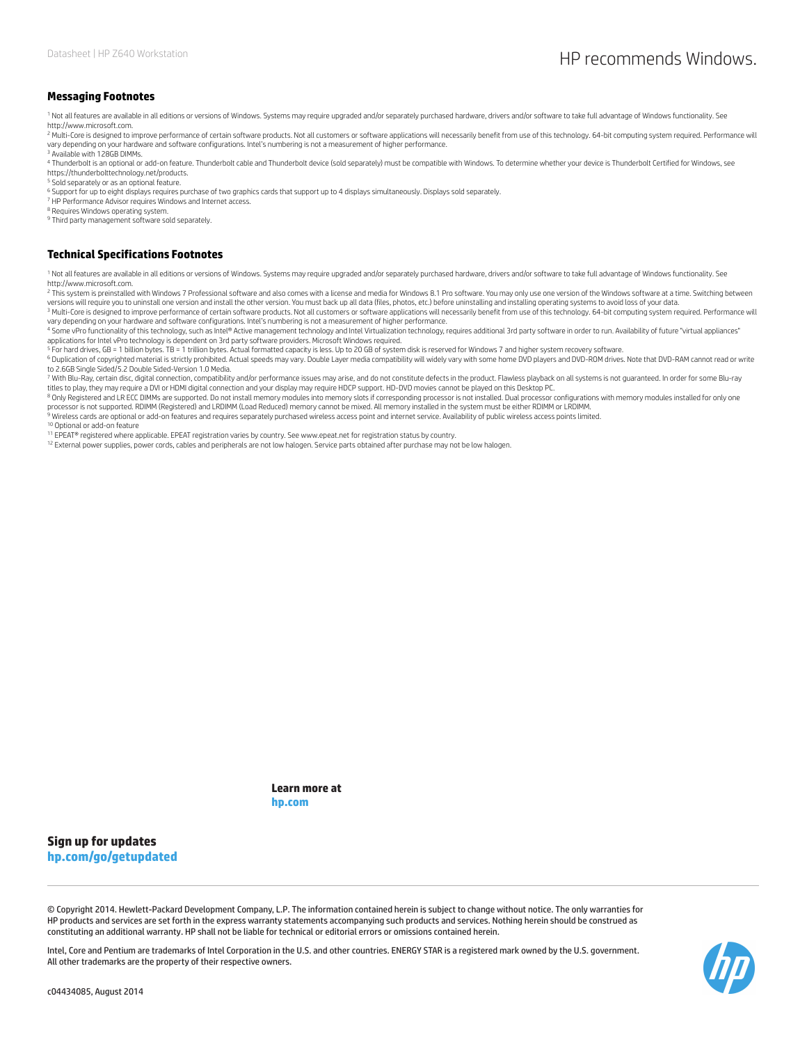## Messaging Footnotes

[1] Not all features are available in all editions or versions of Windows. Systems may require upgraded and/or separately purchased hardware, drivers and/or software to take full advantage of Windows functionality. See http://www.microsoft.com.
[2] Multi-Core is designed to improve performance of certain software products. Not all customers or software applications will necessarily benefit from use of this technology. 64-bit computing system required. Performance will vary depending on your hardware and software configurations. Intel's numbering is not a measurement of higher performance.
[3] Available with 128GB DIMMs.
[4] Thunderbolt is an optional or add-on feature. Thunderbolt cable and Thunderbolt device (sold separately) must be compatible with Windows. To determine whether your device is Thunderbolt Certified for Windows, see https://thunderbolttechnology.net/products.
[5] Sold separately or as an optional feature.
[6] Support for up to eight displays requires purchase of two graphics cards that support up to 4 displays simultaneously. Displays sold separately.
[7] HP Performance Advisor requires Windows and Internet access.
[8] Requires Windows operating system.
[9] Third party management software sold separately.

## Technical Specifications Footnotes

[1] Not all features are available in all editions or versions of Windows. Systems may require upgraded and/or separately purchased hardware, drivers and/or software to take full advantage of Windows functionality. See http://www.microsoft.com.
[2] This system is preinstalled with Windows 7 Professional software and also comes with a license and media for Windows 8.1 Pro software. You may only use one version of the Windows software at a time. Switching between versions will require you to uninstall one version and install the other version. You must back up all data (files, photos, etc.) before uninstalling and installing operating systems to avoid loss of your data.
[3] Multi-Core is designed to improve performance of certain software products. Not all customers or software applications will necessarily benefit from use of this technology. 64-bit computing system required. Performance will vary depending on your hardware and software configurations. Intel's numbering is not a measurement of higher performance.
[4] Some vPro functionality of this technology, such as Intel® Active management technology and Intel Virtualization technology, requires additional 3rd party software in order to run. Availability of future "virtual appliances" applications for Intel vPro technology is dependent on 3rd party software providers. Microsoft Windows required.
[5] For hard drives, GB = 1 billion bytes. TB = 1 trillion bytes. Actual formatted capacity is less. Up to 20 GB of system disk is reserved for Windows 7 and higher system recovery software.
[6] Duplication of copyrighted material is strictly prohibited. Actual speeds may vary. Double Layer media compatibility will widely vary with some home DVD players and DVD-ROM drives. Note that DVD-RAM cannot read or write to 2.6GB Single Sided/5.2 Double Sided-Version 1.0 Media.
[7] With Blu-Ray, certain disc, digital connection, compatibility and/or performance issues may arise, and do not constitute defects in the product. Flawless playback on all systems is not guaranteed. In order for some Blu-ray titles to play, they may require a DVI or HDMI digital connection and your display may require HDCP support. HD-DVD movies cannot be played on this Desktop PC.
[8] Only Registered and LR ECC DIMMs are supported. Do not install memory modules into memory slots if corresponding processor is not installed. Dual processor configurations with memory modules installed for only one processor is not supported. RDIMM (Registered) and LRDIMM (Load Reduced) memory cannot be mixed. All memory installed in the system must be either RDIMM or LRDIMM.
[9] Wireless cards are optional or add-on features and requires separately purchased wireless access point and internet service. Availability of public wireless access points limited.
[10] Optional or add-on feature
[11] EPEAT® registered where applicable. EPEAT registration varies by country. See www.epeat.net for registration status by country.
[12] External power supplies, power cords, cables and peripherals are not low halogen. Service parts obtained after purchase may not be low halogen.

**Learn more at**
**hp.com**

**Sign up for updates**
**hp.com/go/getupdated**

© Copyright 2014. Hewlett-Packard Development Company, L.P. The information contained herein is subject to change without notice. The only warranties for HP products and services are set forth in the express warranty statements accompanying such products and services. Nothing herein should be construed as constituting an additional warranty. HP shall not be liable for technical or editorial errors or omissions contained herein.

Intel, Core and Pentium are trademarks of Intel Corporation in the U.S. and other countries. ENERGY STAR is a registered mark owned by the U.S. government. All other trademarks are the property of their respective owners.

c04434085, August 2014